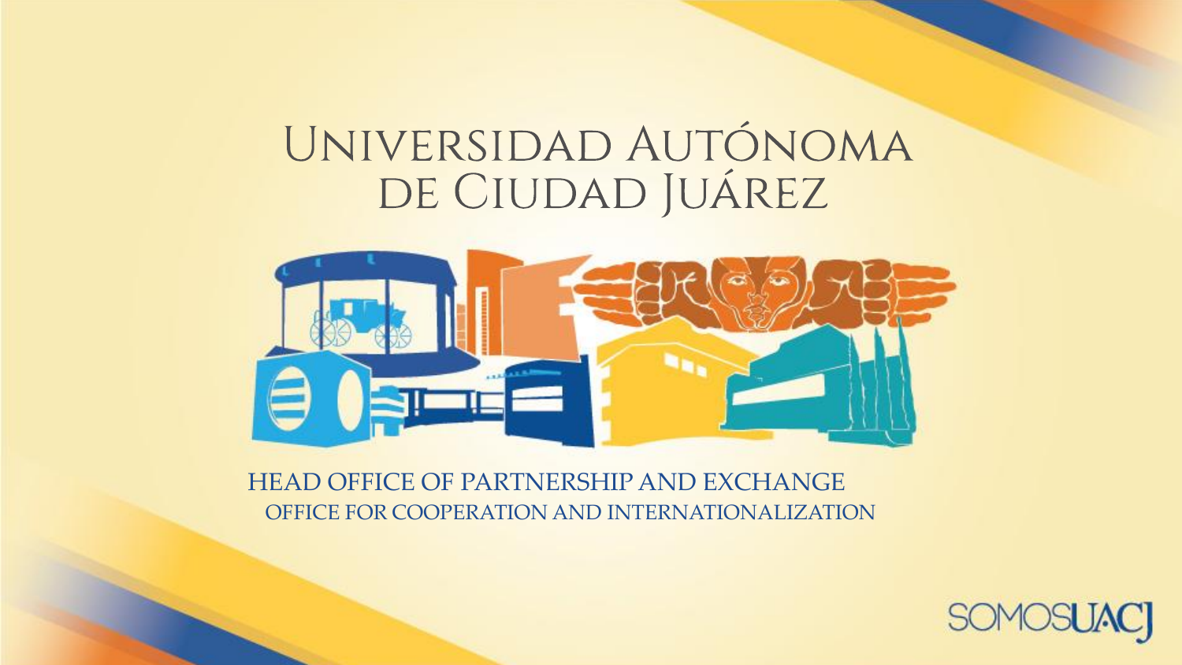# Universidad Autónoma de Ciudad Juárez

HEAD OFFICE OF PARTNERSHIP AND EXCHANGE

OFFICE FOR COOPERATION AND INTERNATIONALIZATION

SOMOSUACJ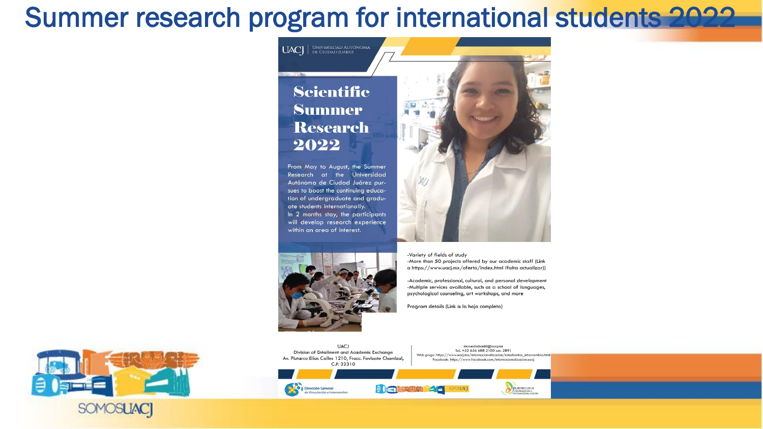# Summer research program for international students 2022

UACJ | Universidad Autónoma de Ciudad Juárez

## Scientific Summer Research 2022

From May to August, the Summer Research at the Universidad Autónoma de Ciudad Juárez pursues to boost the continuing education of undergraduate and graduate students internationally.

In 2 months stay, the participants will develop research experience within an area of interest.

- Variety of fields of study
- More than 50 projects offered by our academic staff (Link a https://www.uacj.mx/oferta/index.html (falta actualizar))
- Academic, professional, cultural, and personal development
- Multiple services available, such as a school of languages, psychological counseling, art workshops, and more

Program details (Link a la hoja completa)

UACJ
Division of Entailment and Academic Exchange
Av. Plutarco Elías Calles 1210, Fracc. Fovissste Chamizal, C.P. 32310

movestudiantil@uacj.mx
Tel. +52 656 688 2100 ext. 2891
Web page: https://www.uacj.mx/internacionalizacion/estudiantes_intercambio.html
Facebook: https://www.facebook.com/internacionalizacion.uacj

Dirección General de Vinculación e Intercambio

SOMOSUACJ

Subdirección de Cooperación e Internacionalización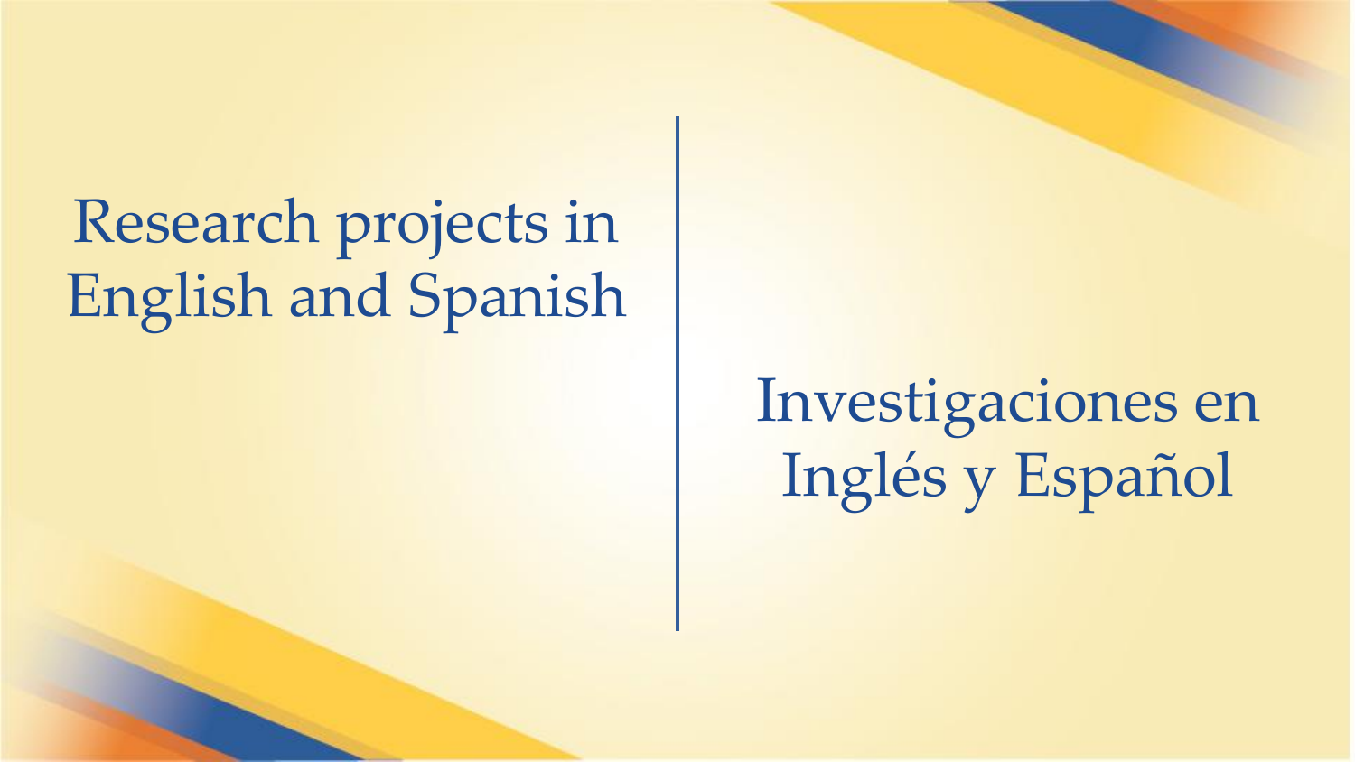# Research projects in English and Spanish

# Investigaciones en Inglés y Español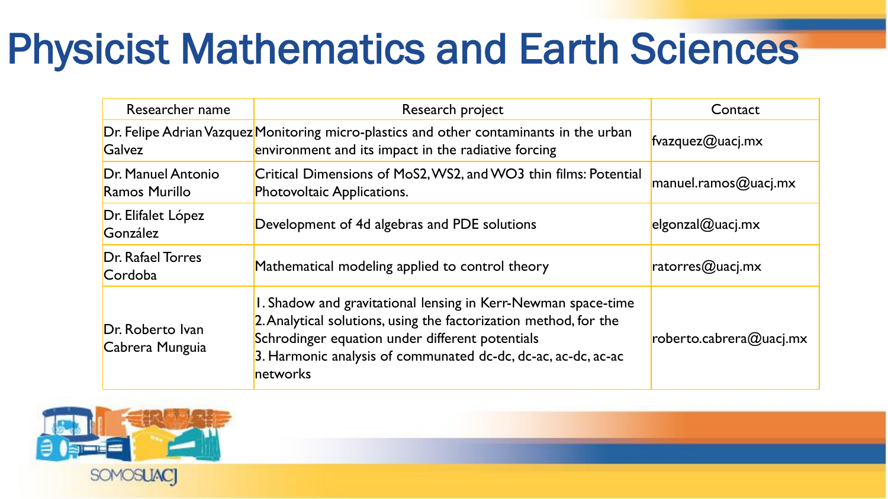# Physicist Mathematics and Earth Sciences

| Researcher name | Research project | Contact |
|---|---|---|
| Dr. Felipe Adrian Vazquez Galvez | Monitoring micro-plastics and other contaminants in the urban environment and its impact in the radiative forcing | fvazquez@uacj.mx |
| Dr. Manuel Antonio Ramos Murillo | Critical Dimensions of $MoS_2$, $WS_2$, and $WO_3$ thin films: Potential Photovoltaic Applications. | manuel.ramos@uacj.mx |
| Dr. Elifalet López González | Development of 4d algebras and PDE solutions | elgonzal@uacj.mx |
| Dr. Rafael Torres Cordoba | Mathematical modeling applied to control theory | ratorres@uacj.mx |
| Dr. Roberto Ivan Cabrera Munguia | 1. Shadow and gravitational lensing in Kerr-Newman space-time<br>2. Analytical solutions, using the factorization method, for the Schrodinger equation under different potentials<br>3. Harmonic analysis of communated dc-dc, dc-ac, ac-dc, ac-ac networks | roberto.cabrera@uacj.mx |

SOMOSUACJ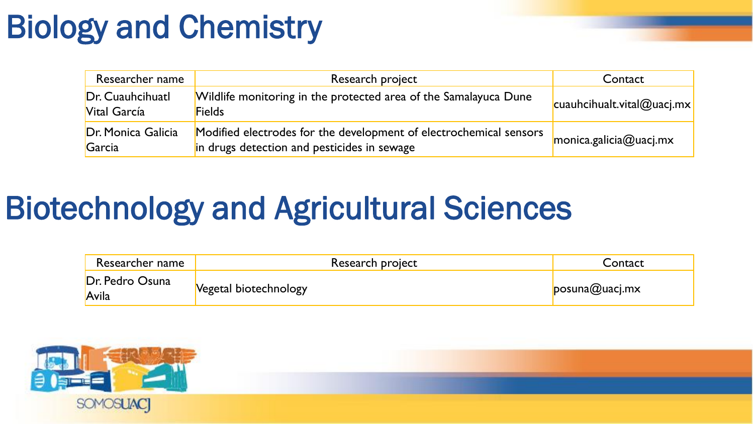# Biology and Chemistry

| Researcher name | Research project | Contact |
| --- | --- | --- |
| Dr. Cuauhcihuatl Vital García | Wildlife monitoring in the protected area of the Samalayuca Dune Fields | cuauhcihualt.vital@uacj.mx |
| Dr. Monica Galicia Garcia | Modified electrodes for the development of electrochemical sensors in drugs detection and pesticides in sewage | monica.galicia@uacj.mx |

# Biotechnology and Agricultural Sciences

| Researcher name | Research project | Contact |
| --- | --- | --- |
| Dr. Pedro Osuna Avila | Vegetal biotechnology | posuna@uacj.mx |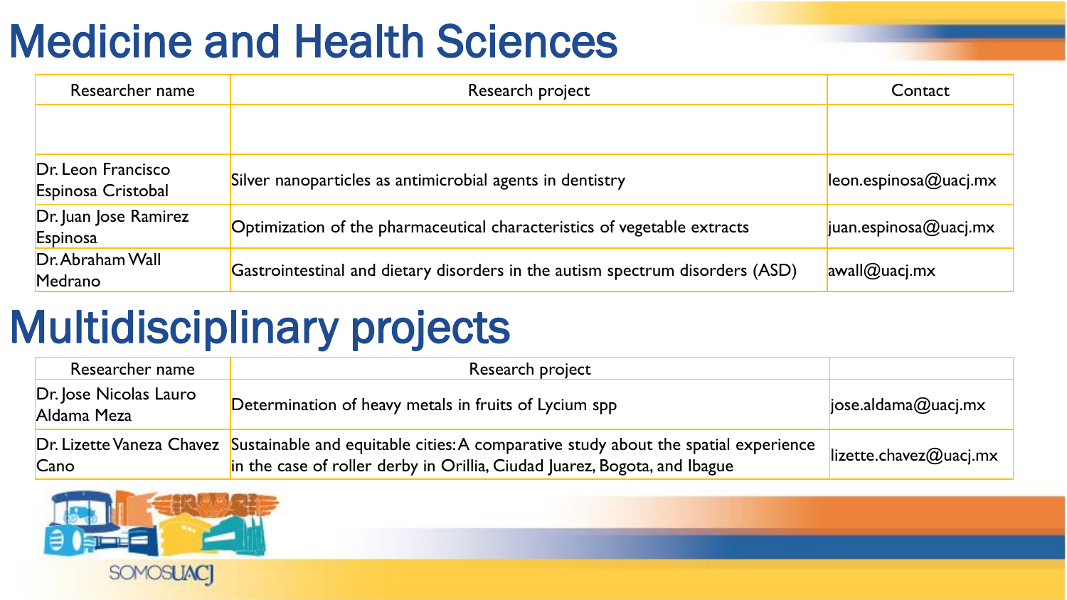# Medicine and Health Sciences

| Researcher name | Research project | Contact |
|---|---|---|
| | | |
| Dr. Leon Francisco Espinosa Cristobal | Silver nanoparticles as antimicrobial agents in dentistry | leon.espinosa@uacj.mx |
| Dr. Juan Jose Ramirez Espinosa | Optimization of the pharmaceutical characteristics of vegetable extracts | juan.espinosa@uacj.mx |
| Dr. Abraham Wall Medrano | Gastrointestinal and dietary disorders in the autism spectrum disorders (ASD) | awall@uacj.mx |

# Multidisciplinary projects

| Researcher name | Research project | |
|---|---|---|
| Dr. Jose Nicolas Lauro Aldama Meza | Determination of heavy metals in fruits of Lycium spp | jose.aldama@uacj.mx |
| Dr. Lizette Vaneza Chavez Cano | Sustainable and equitable cities: A comparative study about the spatial experience in the case of roller derby in Orillia, Ciudad Juarez, Bogota, and Ibague | lizette.chavez@uacj.mx |

SOMOSUACJ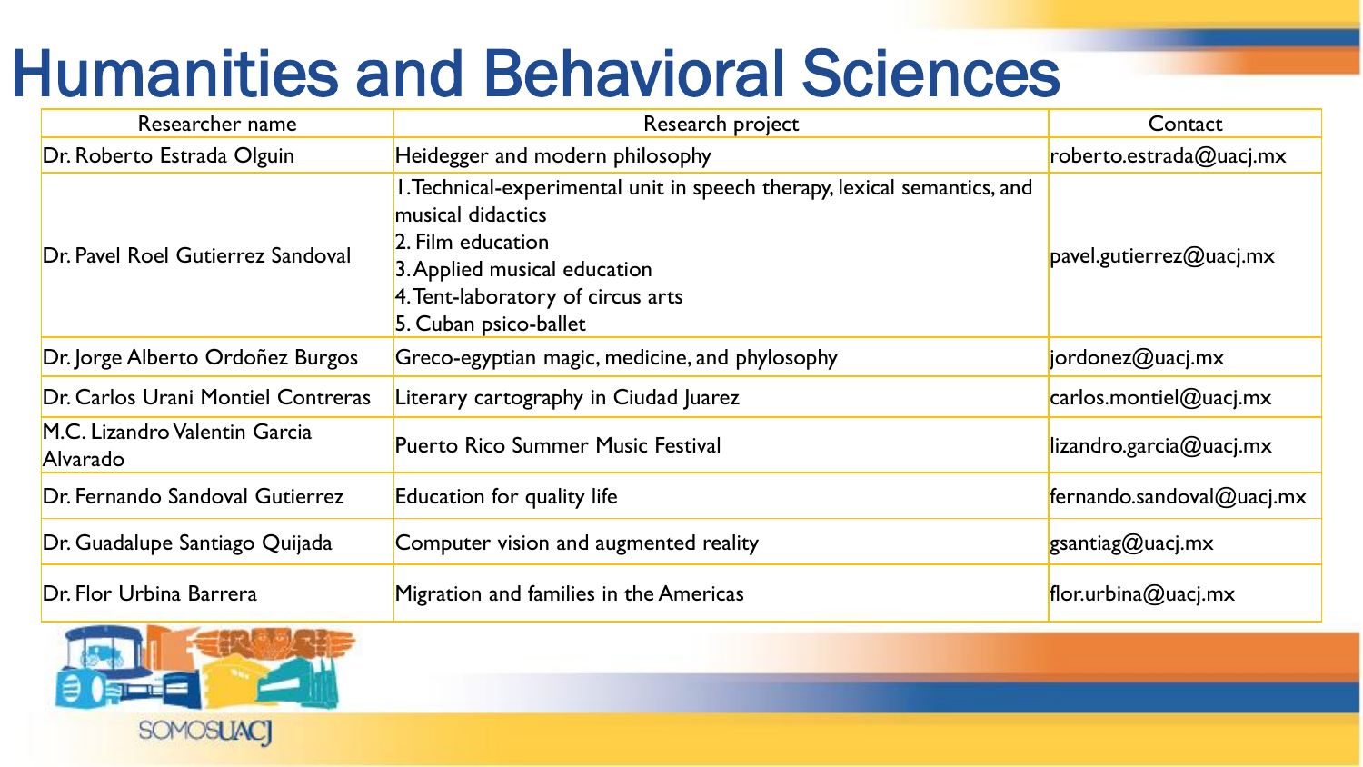# Humanities and Behavioral Sciences

| Researcher name | Research project | Contact |
|---|---|---|
| Dr. Roberto Estrada Olguin | Heidegger and modern philosophy | roberto.estrada@uacj.mx |
| Dr. Pavel Roel Gutierrez Sandoval | 1.Technical-experimental unit in speech therapy, lexical semantics, and musical didactics<br>2. Film education<br>3.Applied musical education<br>4.Tent-laboratory of circus arts<br>5. Cuban psico-ballet | pavel.gutierrez@uacj.mx |
| Dr. Jorge Alberto Ordoñez Burgos | Greco-egyptian magic, medicine, and phylosophy | jordonez@uacj.mx |
| Dr. Carlos Urani Montiel Contreras | Literary cartography in Ciudad Juarez | carlos.montiel@uacj.mx |
| M.C. Lizandro Valentin Garcia Alvarado | Puerto Rico Summer Music Festival | lizandro.garcia@uacj.mx |
| Dr. Fernando Sandoval Gutierrez | Education for quality life | fernando.sandoval@uacj.mx |
| Dr. Guadalupe Santiago Quijada | Computer vision and augmented reality | gsantiag@uacj.mx |
| Dr. Flor Urbina Barrera | Migration and families in the Americas | flor.urbina@uacj.mx |

SOMOSUACJ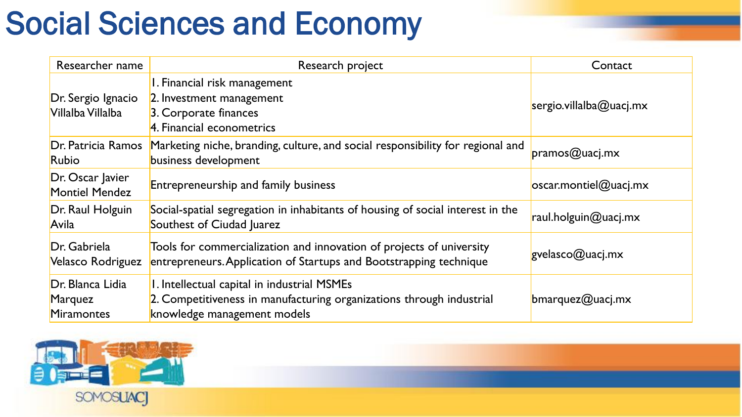# Social Sciences and Economy

| Researcher name | Research project | Contact |
|---|---|---|
| Dr. Sergio Ignacio Villalba Villalba | 1. Financial risk management<br>2. Investment management<br>3. Corporate finances<br>4. Financial econometrics | sergio.villalba@uacj.mx |
| Dr. Patricia Ramos Rubio | Marketing niche, branding, culture, and social responsibility for regional and business development | pramos@uacj.mx |
| Dr. Oscar Javier Montiel Mendez | Entrepreneurship and family business | oscar.montiel@uacj.mx |
| Dr. Raul Holguin Avila | Social-spatial segregation in inhabitants of housing of social interest in the Southest of Ciudad Juarez | raul.holguin@uacj.mx |
| Dr. Gabriela Velasco Rodriguez | Tools for commercialization and innovation of projects of university entrepreneurs. Application of Startups and Bootstrapping technique | gvelasco@uacj.mx |
| Dr. Blanca Lidia Marquez Miramontes | 1. Intellectual capital in industrial MSMEs<br>2. Competitiveness in manufacturing organizations through industrial knowledge management models | bmarquez@uacj.mx |

SOMOSUACJ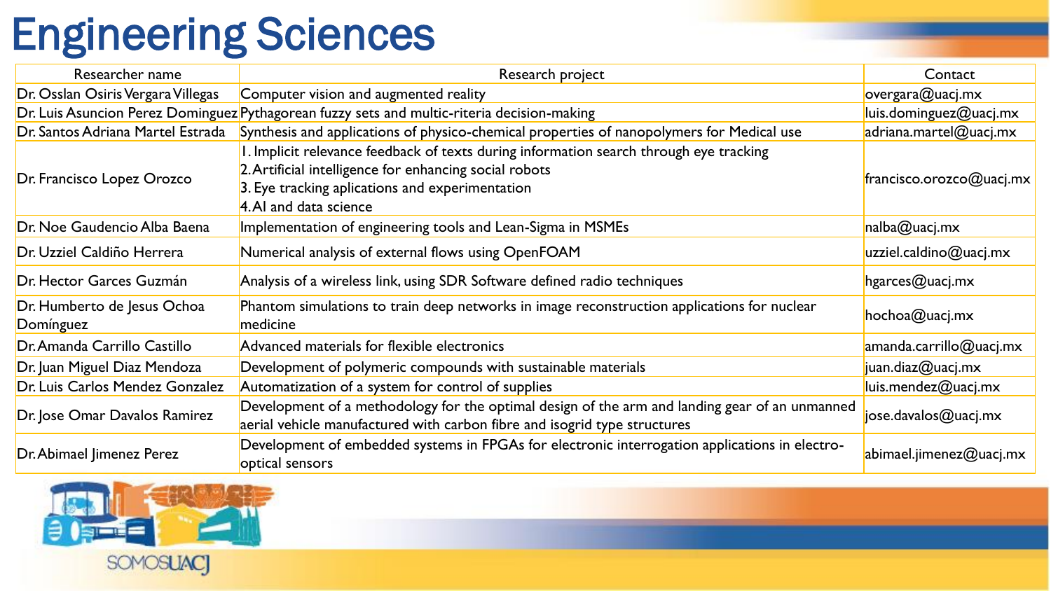# Engineering Sciences

| Researcher name | Research project | Contact |
| --- | --- | --- |
| Dr. Osslan Osiris Vergara Villegas | Computer vision and augmented reality | overgara@uacj.mx |
| Dr. Luis Asuncion Perez Dominguez | Pythagorean fuzzy sets and multic-riteria decision-making | luis.dominguez@uacj.mx |
| Dr. Santos Adriana Martel Estrada | Synthesis and applications of physico-chemical properties of nanopolymers for Medical use | adriana.martel@uacj.mx |
| Dr. Francisco Lopez Orozco | 1. Implicit relevance feedback of texts during information search through eye tracking<br>2. Artificial intelligence for enhancing social robots<br>3. Eye tracking aplications and experimentation<br>4. AI and data science | francisco.orozco@uacj.mx |
| Dr. Noe Gaudencio Alba Baena | Implementation of engineering tools and Lean-Sigma in MSMEs | nalba@uacj.mx |
| Dr. Uzziel Caldiño Herrera | Numerical analysis of external flows using OpenFOAM | uzziel.caldino@uacj.mx |
| Dr. Hector Garces Guzmán | Analysis of a wireless link, using SDR Software defined radio techniques | hgarces@uacj.mx |
| Dr. Humberto de Jesus Ochoa Domínguez | Phantom simulations to train deep networks in image reconstruction applications for nuclear medicine | hochoa@uacj.mx |
| Dr. Amanda Carrillo Castillo | Advanced materials for flexible electronics | amanda.carrillo@uacj.mx |
| Dr. Juan Miguel Diaz Mendoza | Development of polymeric compounds with sustainable materials | juan.diaz@uacj.mx |
| Dr. Luis Carlos Mendez Gonzalez | Automatization of a system for control of supplies | luis.mendez@uacj.mx |
| Dr. Jose Omar Davalos Ramirez | Development of a methodology for the optimal design of the arm and landing gear of an unmanned aerial vehicle manufactured with carbon fibre and isogrid type structures | jose.davalos@uacj.mx |
| Dr. Abimael Jimenez Perez | Development of embedded systems in FPGAs for electronic interrogation applications in electro-optical sensors | abimael.jimenez@uacj.mx |

SOMOSUACJ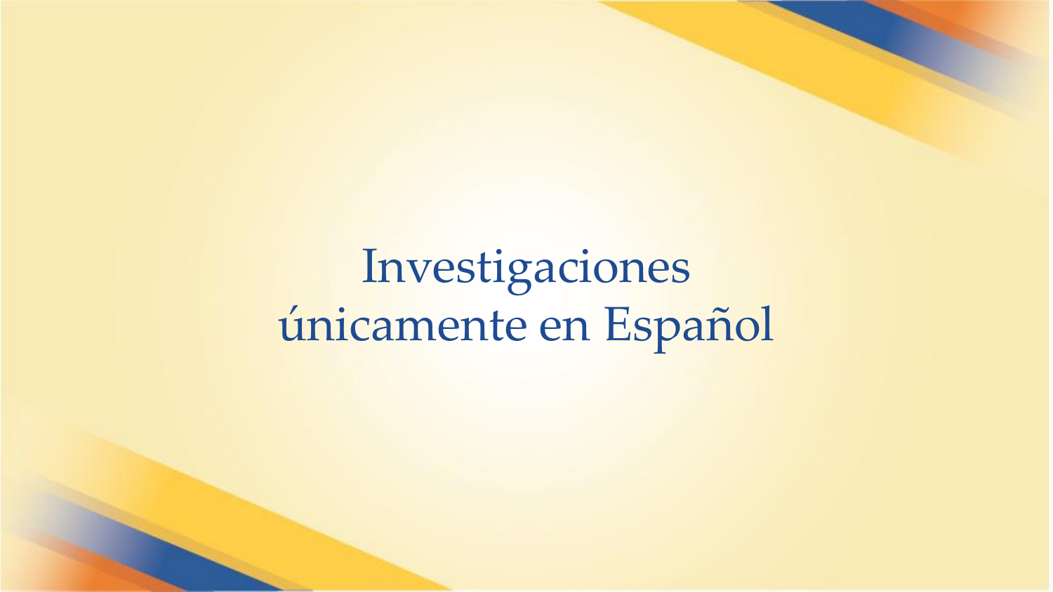# Investigaciones únicamente en Español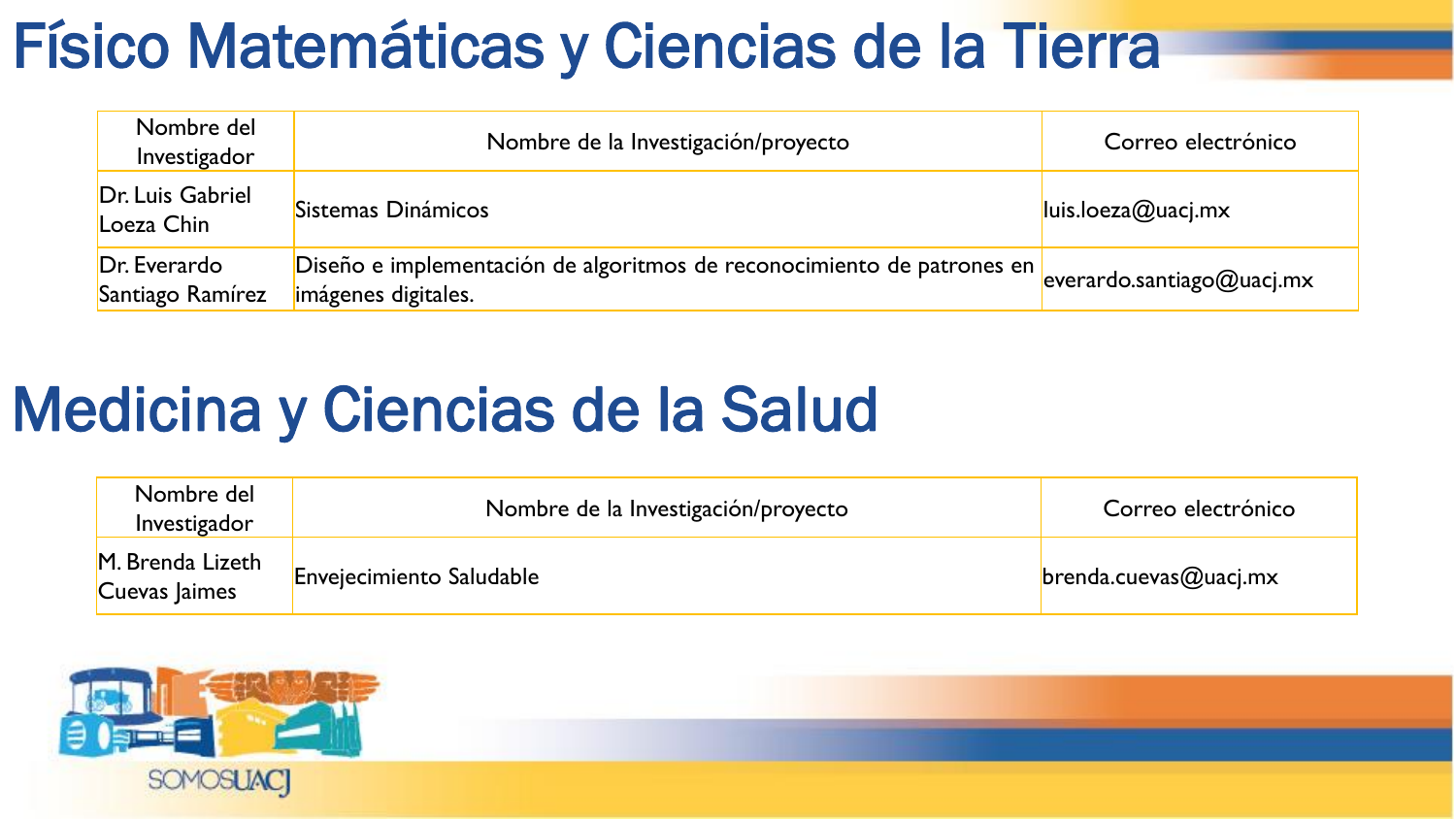# Físico Matemáticas y Ciencias de la Tierra

| Nombre del Investigador | Nombre de la Investigación/proyecto | Correo electrónico |
|---|---|---|
| Dr. Luis Gabriel Loeza Chin | Sistemas Dinámicos | luis.loeza@uacj.mx |
| Dr. Everardo Santiago Ramírez | Diseño e implementación de algoritmos de reconocimiento de patrones en imágenes digitales. | everardo.santiago@uacj.mx |

# Medicina y Ciencias de la Salud

| Nombre del Investigador | Nombre de la Investigación/proyecto | Correo electrónico |
|---|---|---|
| M. Brenda Lizeth Cuevas Jaimes | Envejecimiento Saludable | brenda.cuevas@uacj.mx |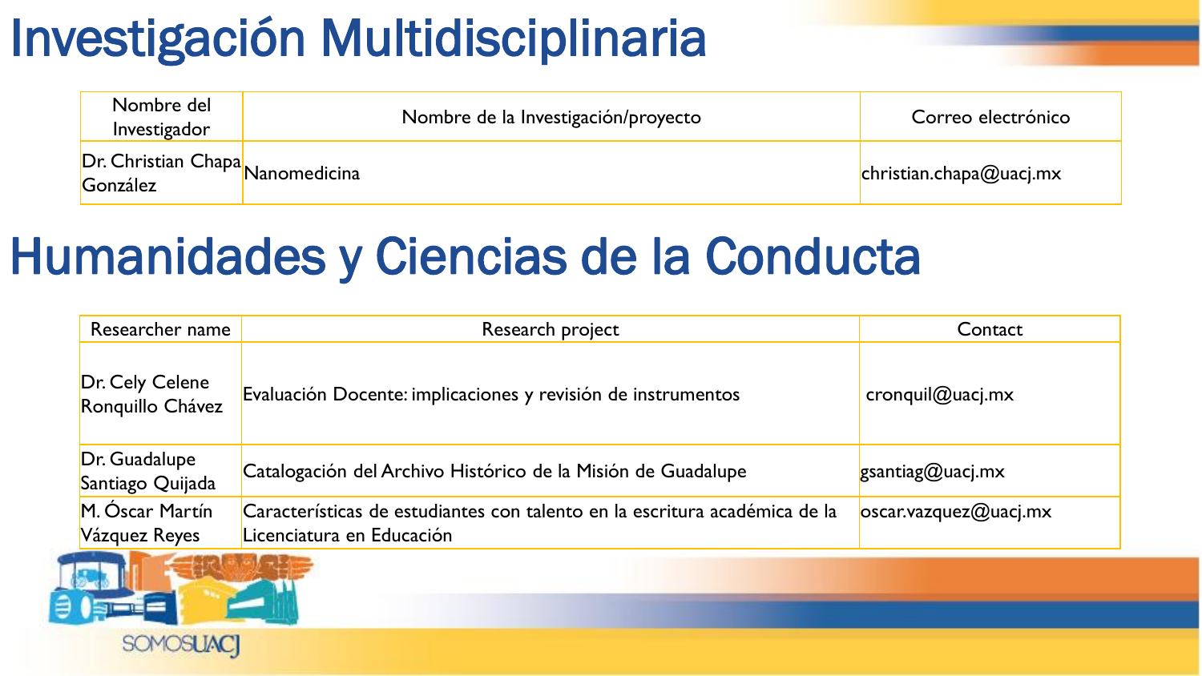# Investigación Multidisciplinaria

| Nombre del Investigador | Nombre de la Investigación/proyecto | Correo electrónico |
|---|---|---|
| Dr. Christian Chapa González | Nanomedicina | christian.chapa@uacj.mx |

# Humanidades y Ciencias de la Conducta

| Researcher name | Research project | Contact |
|---|---|---|
| Dr. Cely Celene Ronquillo Chávez | Evaluación Docente: implicaciones y revisión de instrumentos | cronquil@uacj.mx |
| Dr. Guadalupe Santiago Quijada | Catalogación del Archivo Histórico de la Misión de Guadalupe | gsantiag@uacj.mx |
| M. Óscar Martín Vázquez Reyes | Características de estudiantes con talento en la escritura académica de la Licenciatura en Educación | oscar.vazquez@uacj.mx |

SOMOSUACJ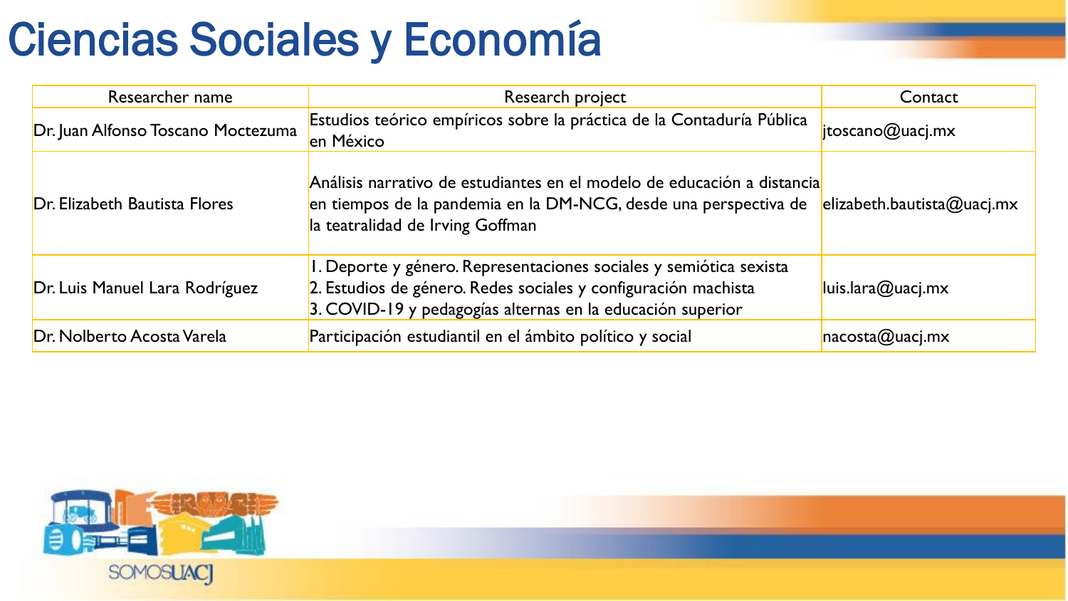# Ciencias Sociales y Economía

| Researcher name | Research project | Contact |
| --- | --- | --- |
| Dr. Juan Alfonso Toscano Moctezuma | Estudios teórico empíricos sobre la práctica de la Contaduría Pública en México | jtoscano@uacj.mx |
| Dr. Elizabeth Bautista Flores | Análisis narrativo de estudiantes en el modelo de educación a distancia en tiempos de la pandemia en la DM-NCG, desde una perspectiva de la teatralidad de Irving Goffman | elizabeth.bautista@uacj.mx |
| Dr. Luis Manuel Lara Rodríguez | 1. Deporte y género. Representaciones sociales y semiótica sexista<br>2. Estudios de género. Redes sociales y configuración machista<br>3. COVID-19 y pedagogías alternas en la educación superior | luis.lara@uacj.mx |
| Dr. Nolberto Acosta Varela | Participación estudiantil en el ámbito político y social | nacosta@uacj.mx |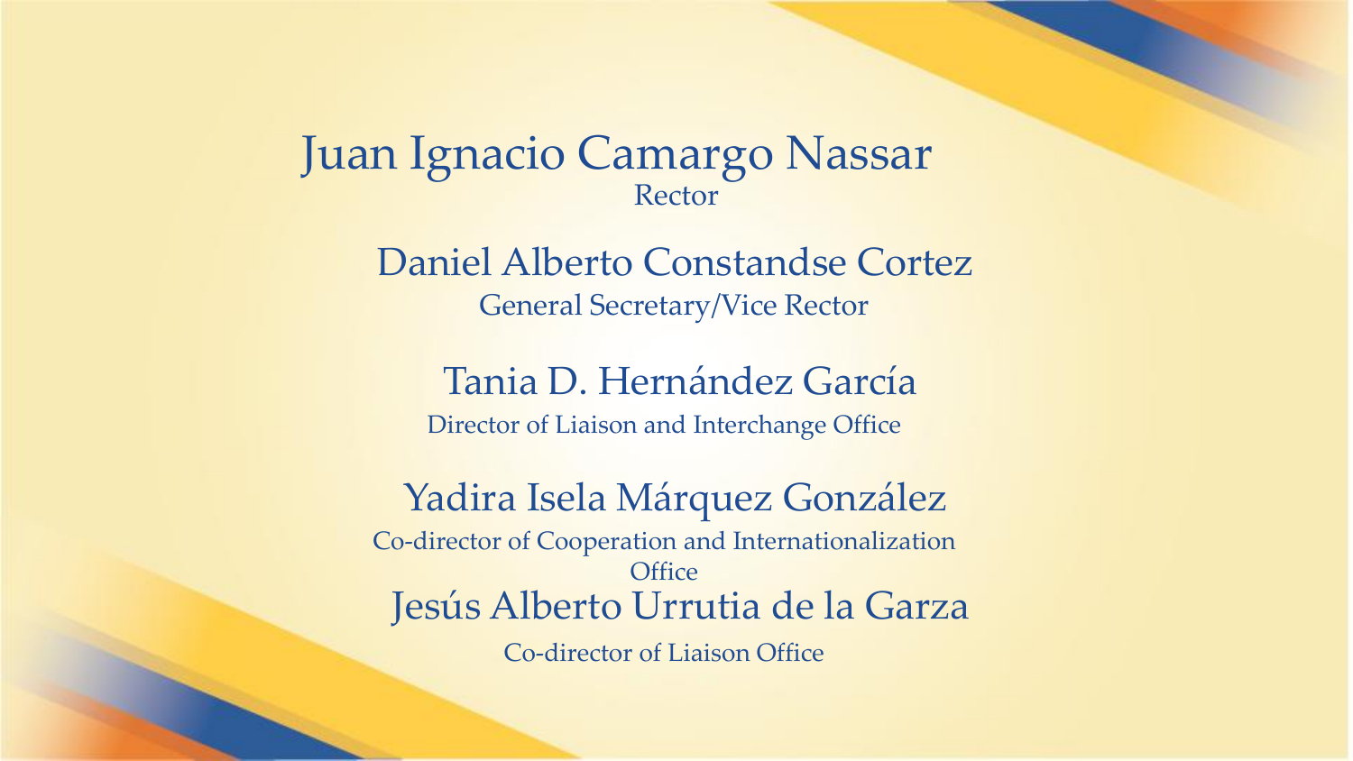Juan Ignacio Camargo Nassar
Rector

Daniel Alberto Constandse Cortez
General Secretary/Vice Rector

Tania D. Hernández García
Director of Liaison and Interchange Office

Yadira Isela Márquez González
Co-director of Cooperation and Internationalization Office

Jesús Alberto Urrutia de la Garza
Co-director of Liaison Office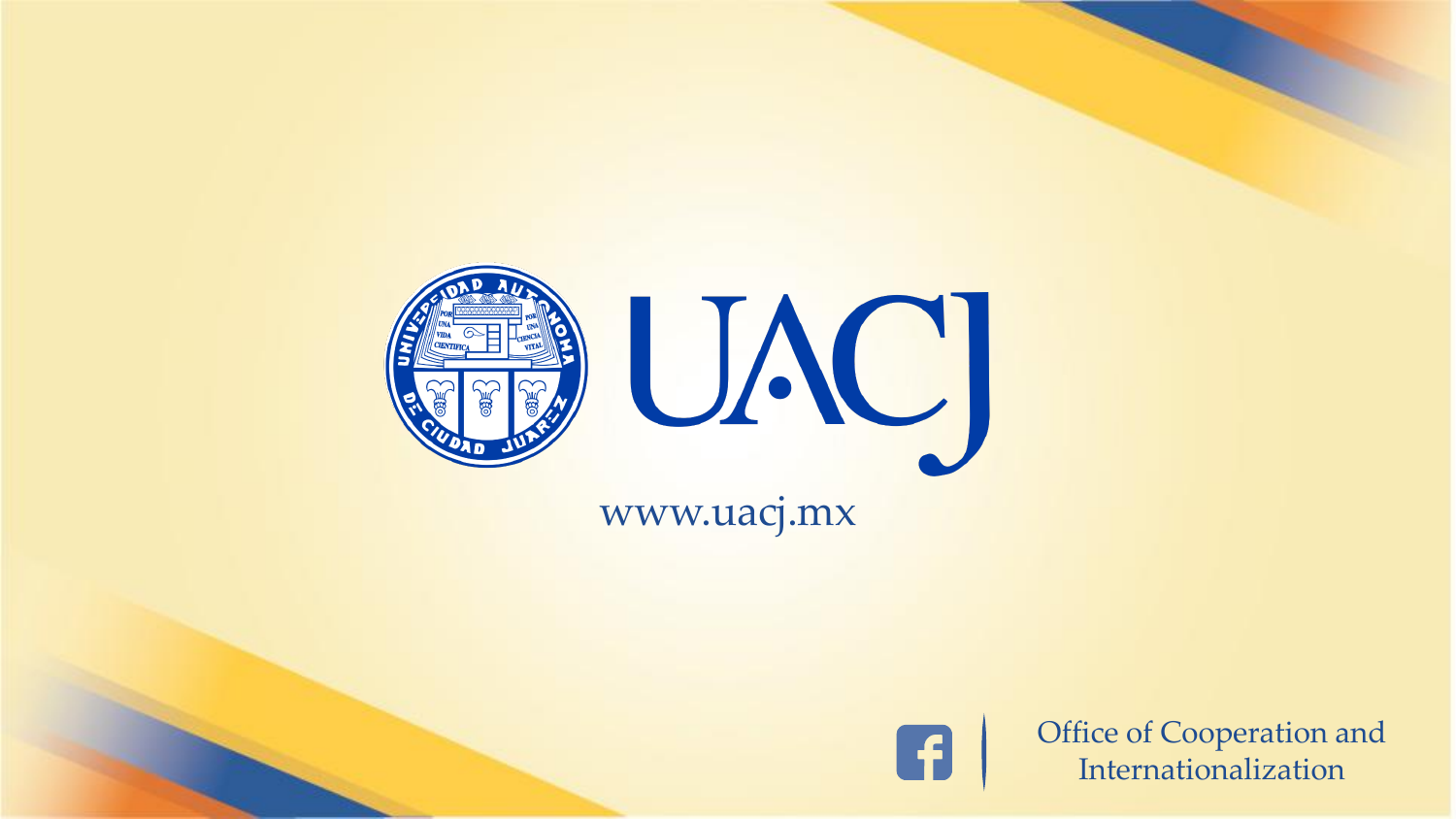UACJ

www.uacj.mx

Office of Cooperation and Internationalization